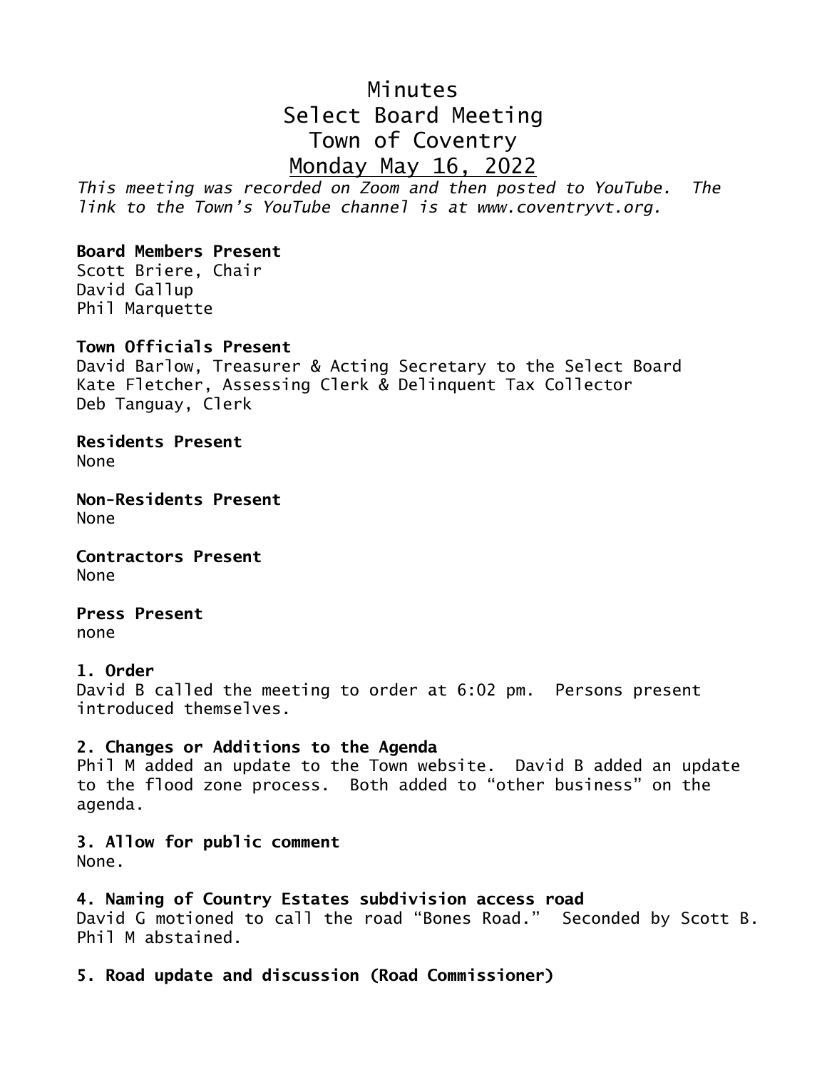# Minutes
# Select Board Meeting
# Town of Coventry
# Monday May 16, 2022

*This meeting was recorded on Zoom and then posted to YouTube. The link to the Town's YouTube channel is at www.coventryvt.org.*

**Board Members Present**
Scott Briere, Chair
David Gallup
Phil Marquette

**Town Officials Present**
David Barlow, Treasurer & Acting Secretary to the Select Board
Kate Fletcher, Assessing Clerk & Delinquent Tax Collector
Deb Tanguay, Clerk

**Residents Present**
None

**Non-Residents Present**
None

**Contractors Present**
None

**Press Present**
none

**1. Order**
David B called the meeting to order at 6:02 pm. Persons present introduced themselves.

**2. Changes or Additions to the Agenda**
Phil M added an update to the Town website. David B added an update to the flood zone process. Both added to "other business" on the agenda.

**3. Allow for public comment**
None.

**4. Naming of Country Estates subdivision access road**
David G motioned to call the road "Bones Road." Seconded by Scott B. Phil M abstained.

**5. Road update and discussion (Road Commissioner)**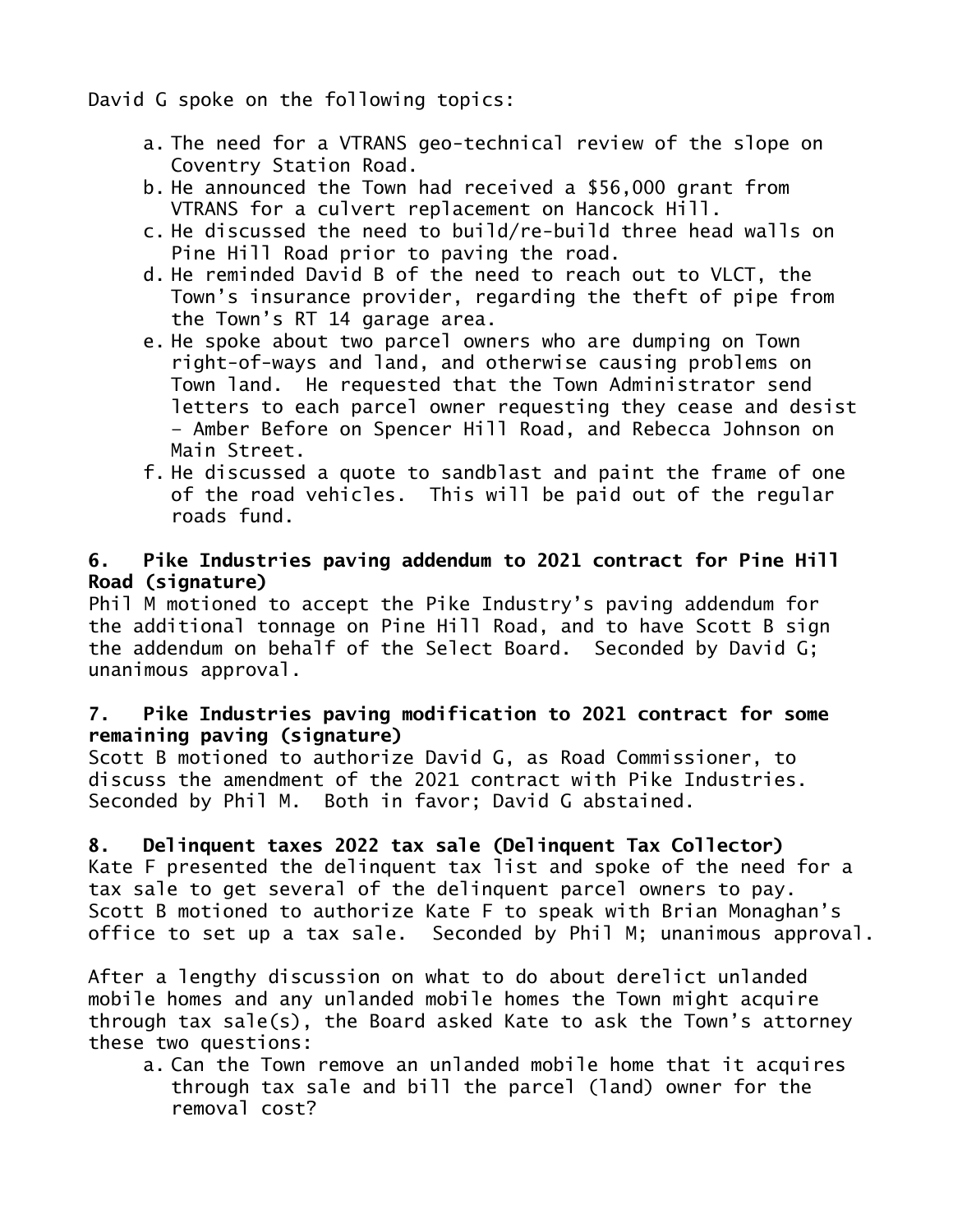David G spoke on the following topics:

a. The need for a VTRANS geo-technical review of the slope on Coventry Station Road.
b. He announced the Town had received a $56,000 grant from VTRANS for a culvert replacement on Hancock Hill.
c. He discussed the need to build/re-build three head walls on Pine Hill Road prior to paving the road.
d. He reminded David B of the need to reach out to VLCT, the Town's insurance provider, regarding the theft of pipe from the Town's RT 14 garage area.
e. He spoke about two parcel owners who are dumping on Town right-of-ways and land, and otherwise causing problems on Town land. He requested that the Town Administrator send letters to each parcel owner requesting they cease and desist – Amber Before on Spencer Hill Road, and Rebecca Johnson on Main Street.
f. He discussed a quote to sandblast and paint the frame of one of the road vehicles. This will be paid out of the regular roads fund.

**6. Pike Industries paving addendum to 2021 contract for Pine Hill Road (signature)**

Phil M motioned to accept the Pike Industry's paving addendum for the additional tonnage on Pine Hill Road, and to have Scott B sign the addendum on behalf of the Select Board. Seconded by David G; unanimous approval.

**7. Pike Industries paving modification to 2021 contract for some remaining paving (signature)**

Scott B motioned to authorize David G, as Road Commissioner, to discuss the amendment of the 2021 contract with Pike Industries. Seconded by Phil M. Both in favor; David G abstained.

**8. Delinquent taxes 2022 tax sale (Delinquent Tax Collector)**

Kate F presented the delinquent tax list and spoke of the need for a tax sale to get several of the delinquent parcel owners to pay. Scott B motioned to authorize Kate F to speak with Brian Monaghan's office to set up a tax sale. Seconded by Phil M; unanimous approval.

After a lengthy discussion on what to do about derelict unlanded mobile homes and any unlanded mobile homes the Town might acquire through tax sale(s), the Board asked Kate to ask the Town's attorney these two questions:

a. Can the Town remove an unlanded mobile home that it acquires through tax sale and bill the parcel (land) owner for the removal cost?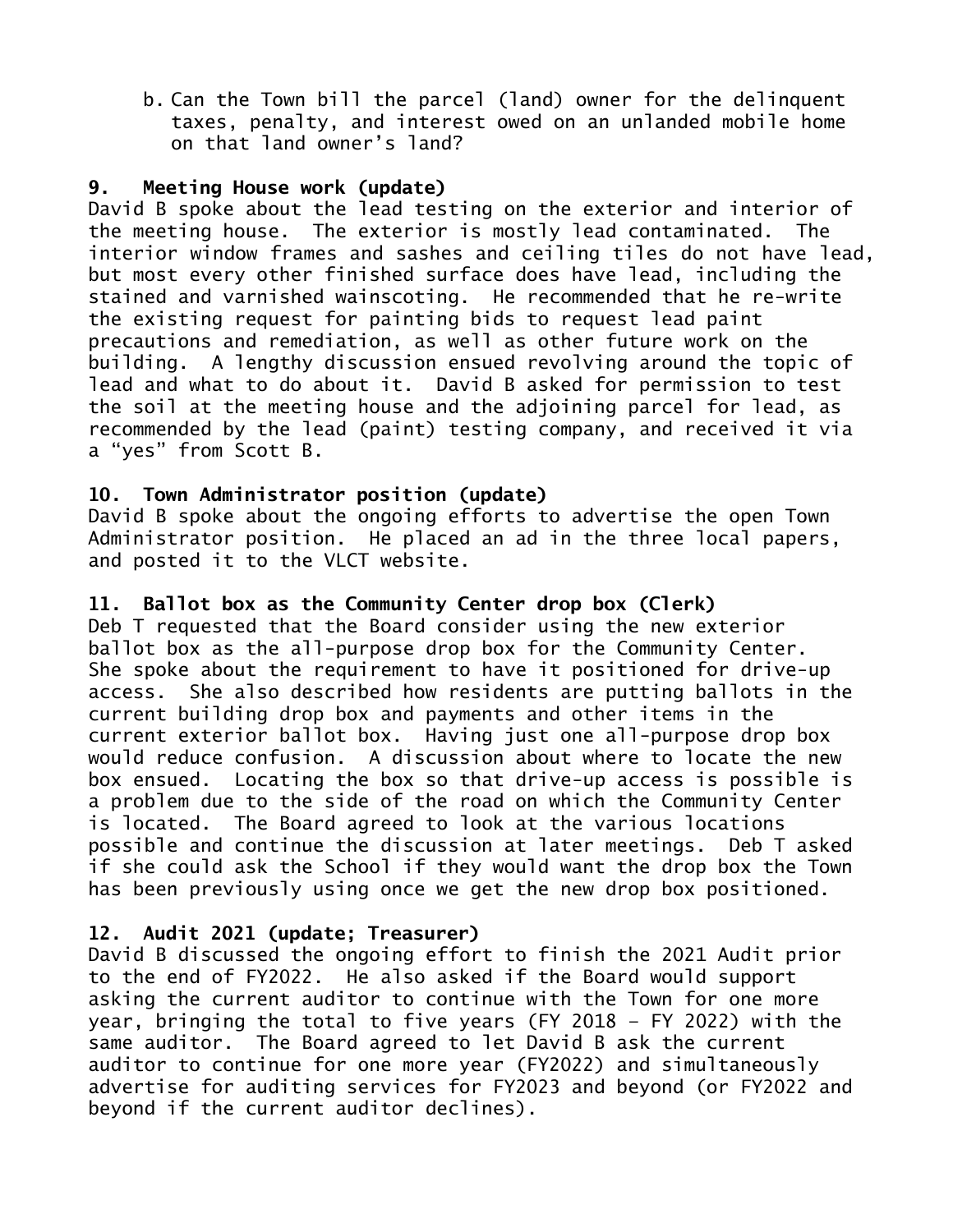b. Can the Town bill the parcel (land) owner for the delinquent taxes, penalty, and interest owed on an unlanded mobile home on that land owner's land?

### 9. Meeting House work (update)

David B spoke about the lead testing on the exterior and interior of the meeting house. The exterior is mostly lead contaminated. The interior window frames and sashes and ceiling tiles do not have lead, but most every other finished surface does have lead, including the stained and varnished wainscoting. He recommended that he re-write the existing request for painting bids to request lead paint precautions and remediation, as well as other future work on the building. A lengthy discussion ensued revolving around the topic of lead and what to do about it. David B asked for permission to test the soil at the meeting house and the adjoining parcel for lead, as recommended by the lead (paint) testing company, and received it via a "yes" from Scott B.

### 10. Town Administrator position (update)

David B spoke about the ongoing efforts to advertise the open Town Administrator position. He placed an ad in the three local papers, and posted it to the VLCT website.

### 11. Ballot box as the Community Center drop box (Clerk)

Deb T requested that the Board consider using the new exterior ballot box as the all-purpose drop box for the Community Center. She spoke about the requirement to have it positioned for drive-up access. She also described how residents are putting ballots in the current building drop box and payments and other items in the current exterior ballot box. Having just one all-purpose drop box would reduce confusion. A discussion about where to locate the new box ensued. Locating the box so that drive-up access is possible is a problem due to the side of the road on which the Community Center is located. The Board agreed to look at the various locations possible and continue the discussion at later meetings. Deb T asked if she could ask the School if they would want the drop box the Town has been previously using once we get the new drop box positioned.

### 12. Audit 2021 (update; Treasurer)

David B discussed the ongoing effort to finish the 2021 Audit prior to the end of FY2022. He also asked if the Board would support asking the current auditor to continue with the Town for one more year, bringing the total to five years (FY 2018 – FY 2022) with the same auditor. The Board agreed to let David B ask the current auditor to continue for one more year (FY2022) and simultaneously advertise for auditing services for FY2023 and beyond (or FY2022 and beyond if the current auditor declines).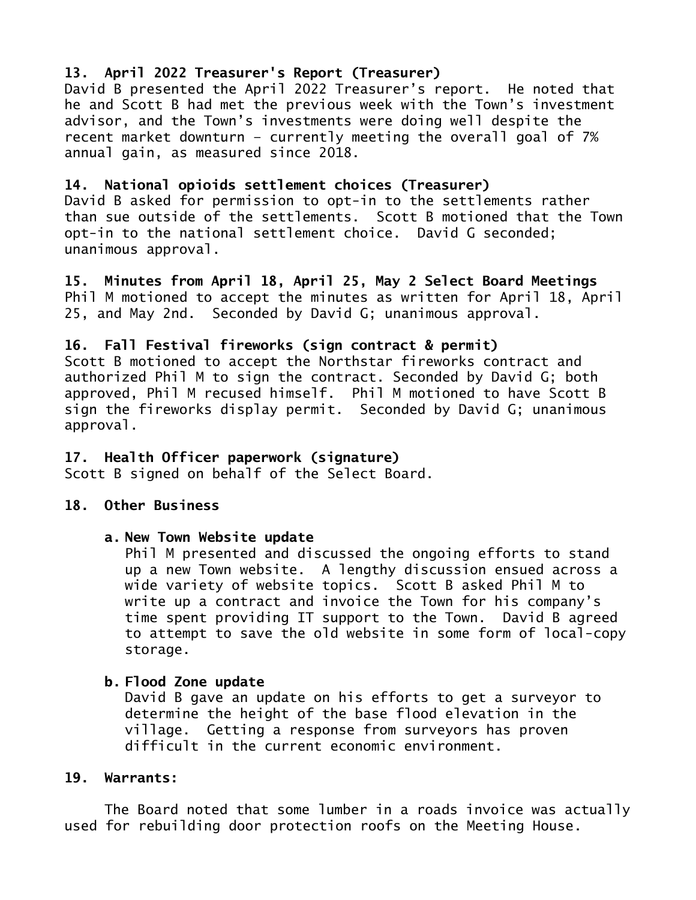**13. April 2022 Treasurer's Report (Treasurer)**
David B presented the April 2022 Treasurer's report. He noted that he and Scott B had met the previous week with the Town's investment advisor, and the Town's investments were doing well despite the recent market downturn – currently meeting the overall goal of 7% annual gain, as measured since 2018.

**14. National opioids settlement choices (Treasurer)**
David B asked for permission to opt-in to the settlements rather than sue outside of the settlements. Scott B motioned that the Town opt-in to the national settlement choice. David G seconded; unanimous approval.

**15. Minutes from April 18, April 25, May 2 Select Board Meetings**
Phil M motioned to accept the minutes as written for April 18, April 25, and May 2nd. Seconded by David G; unanimous approval.

**16. Fall Festival fireworks (sign contract & permit)**
Scott B motioned to accept the Northstar fireworks contract and authorized Phil M to sign the contract. Seconded by David G; both approved, Phil M recused himself. Phil M motioned to have Scott B sign the fireworks display permit. Seconded by David G; unanimous approval.

**17. Health Officer paperwork (signature)**
Scott B signed on behalf of the Select Board.

**18. Other Business**

**a. New Town Website update**
Phil M presented and discussed the ongoing efforts to stand up a new Town website. A lengthy discussion ensued across a wide variety of website topics. Scott B asked Phil M to write up a contract and invoice the Town for his company's time spent providing IT support to the Town. David B agreed to attempt to save the old website in some form of local-copy storage.

**b. Flood Zone update**
David B gave an update on his efforts to get a surveyor to determine the height of the base flood elevation in the village. Getting a response from surveyors has proven difficult in the current economic environment.

**19. Warrants:**

The Board noted that some lumber in a roads invoice was actually used for rebuilding door protection roofs on the Meeting House.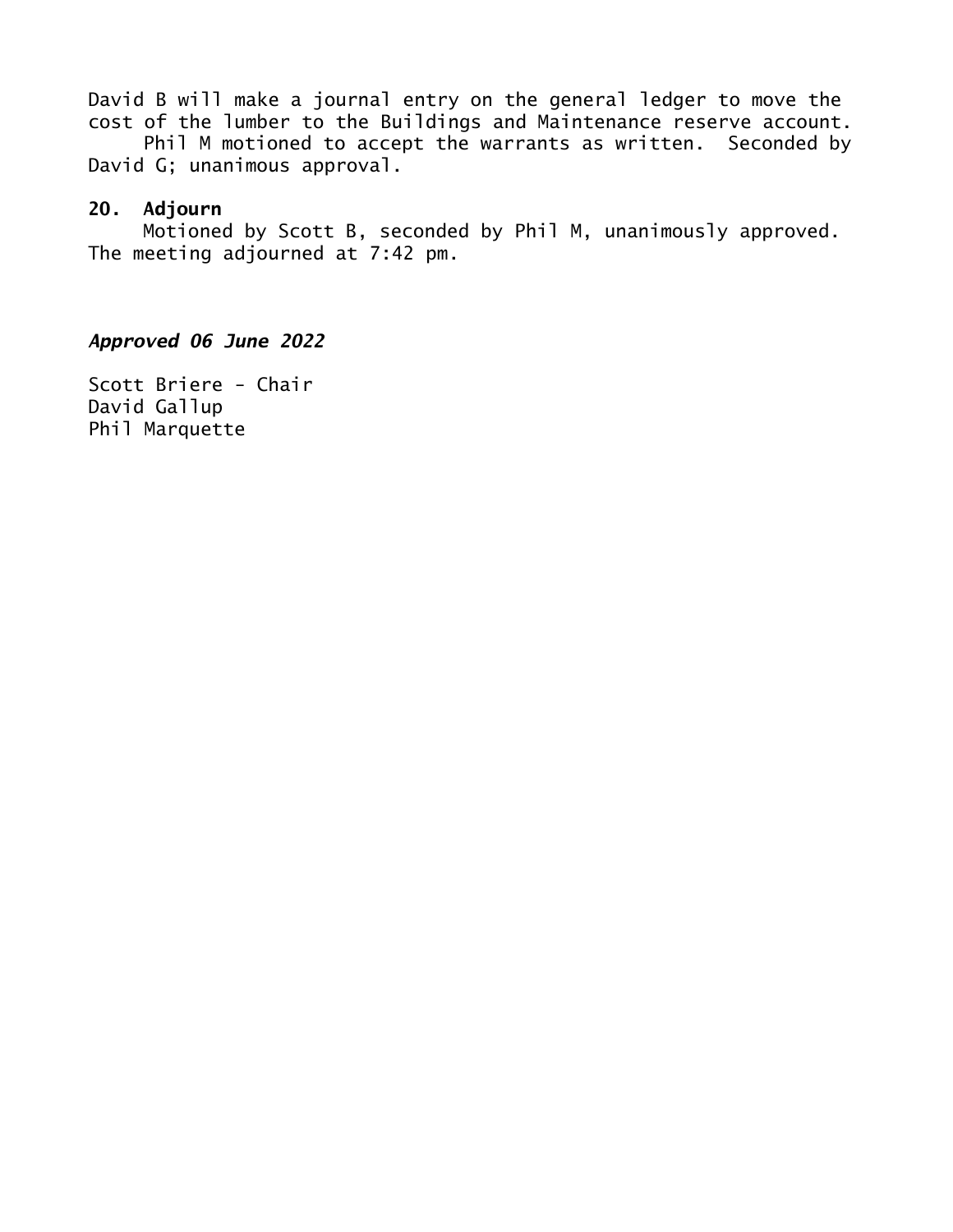David B will make a journal entry on the general ledger to move the cost of the lumber to the Buildings and Maintenance reserve account.

Phil M motioned to accept the warrants as written. Seconded by David G; unanimous approval.

**20. Adjourn**

Motioned by Scott B, seconded by Phil M, unanimously approved. The meeting adjourned at 7:42 pm.

***Approved 06 June 2022***

Scott Briere - Chair
David Gallup
Phil Marquette